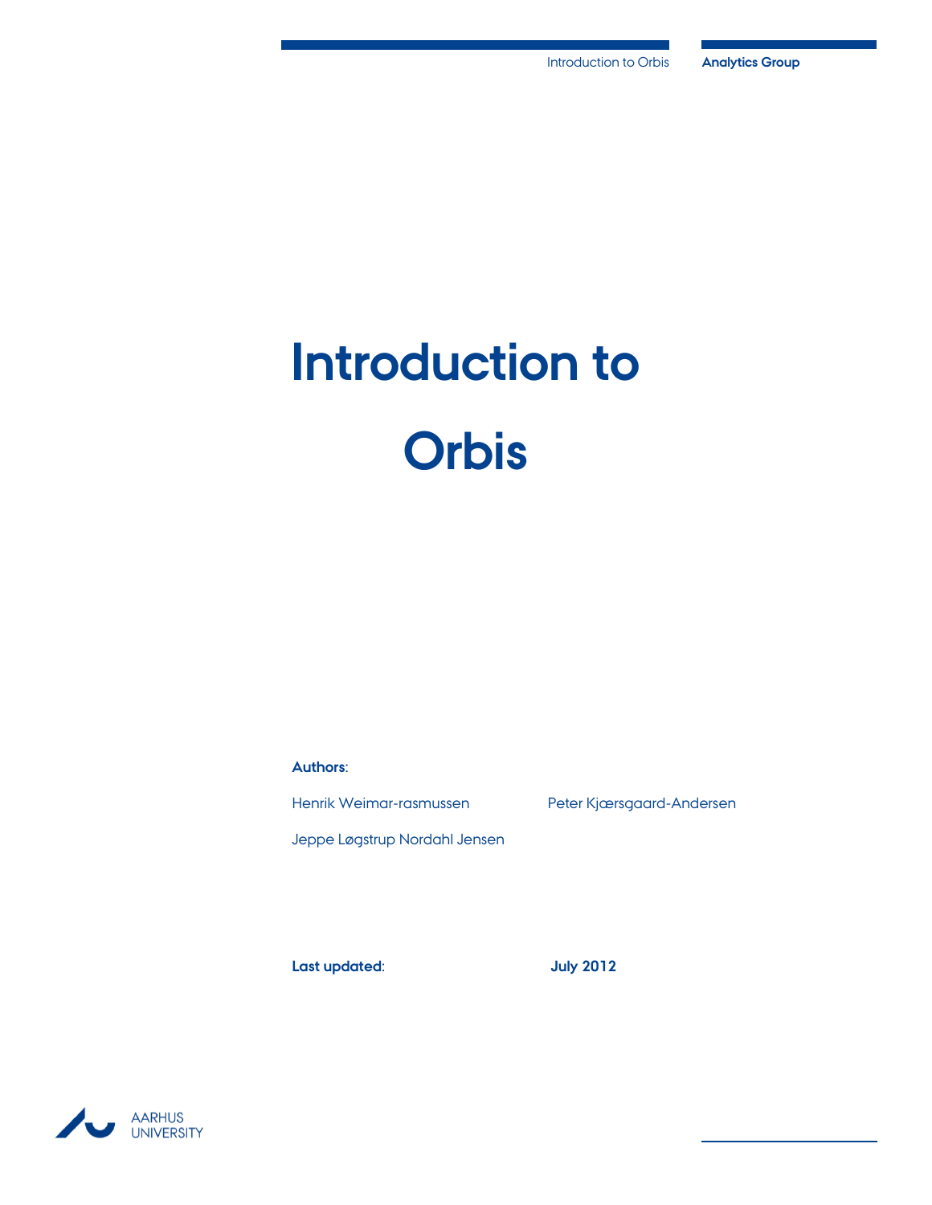# Introduction to Orbis

**Authors**:

Henrik Weimar-rasmussen

Peter Kjærsgaard-Andersen

Jeppe Løgstrup Nordahl Jensen

**Last updated**: **July 2012**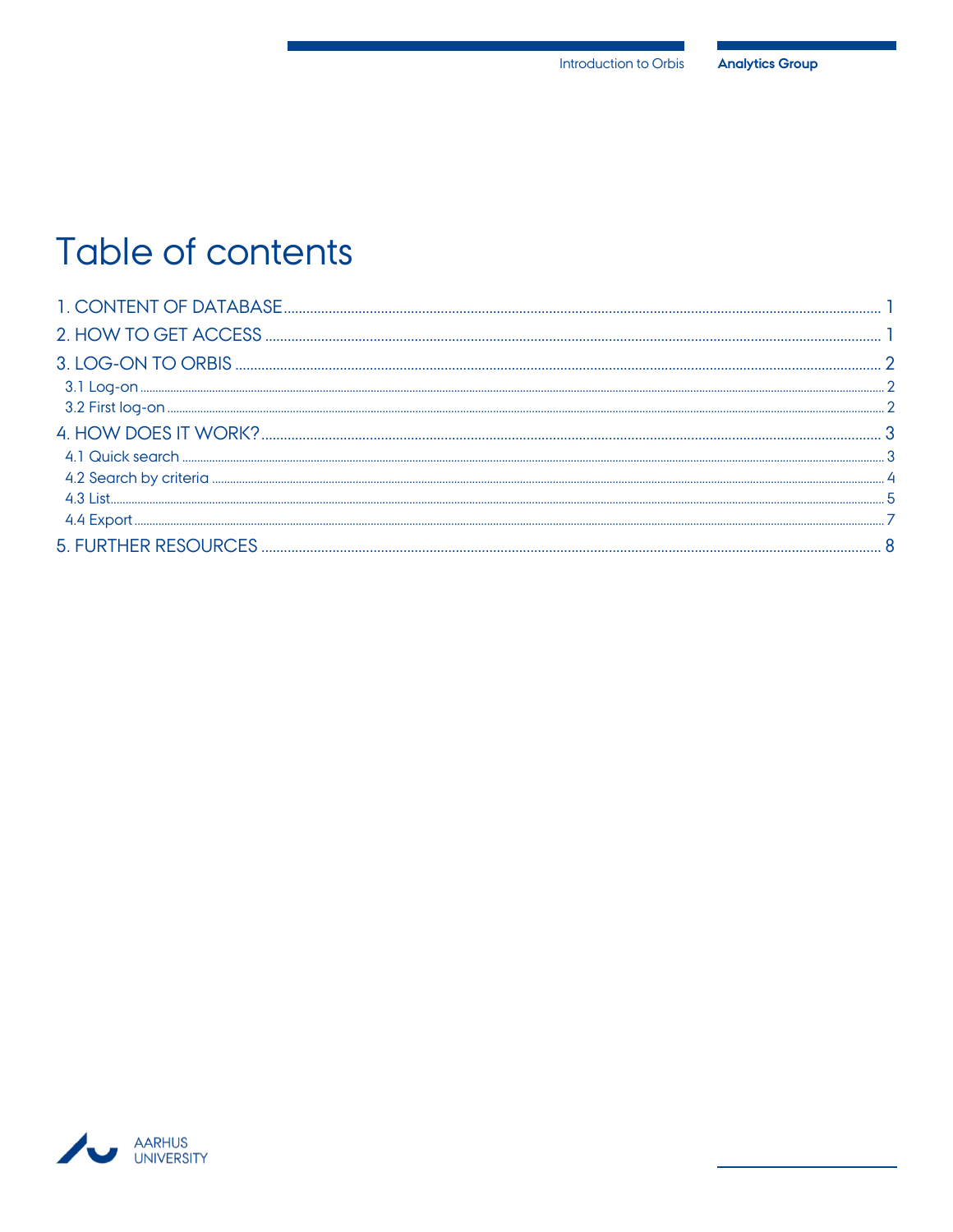# Table of contents

1. CONTENT OF DATABASE ........ 1
2. HOW TO GET ACCESS ........ 1
3. LOG-ON TO ORBIS ........ 2
   - 3.1 Log-on ........ 2
   - 3.2 First log-on ........ 2
4. HOW DOES IT WORK? ........ 3
   - 4.1 Quick search ........ 3
   - 4.2 Search by criteria ........ 4
   - 4.3 List ........ 5
   - 4.4 Export ........ 7
5. FURTHER RESOURCES ........ 8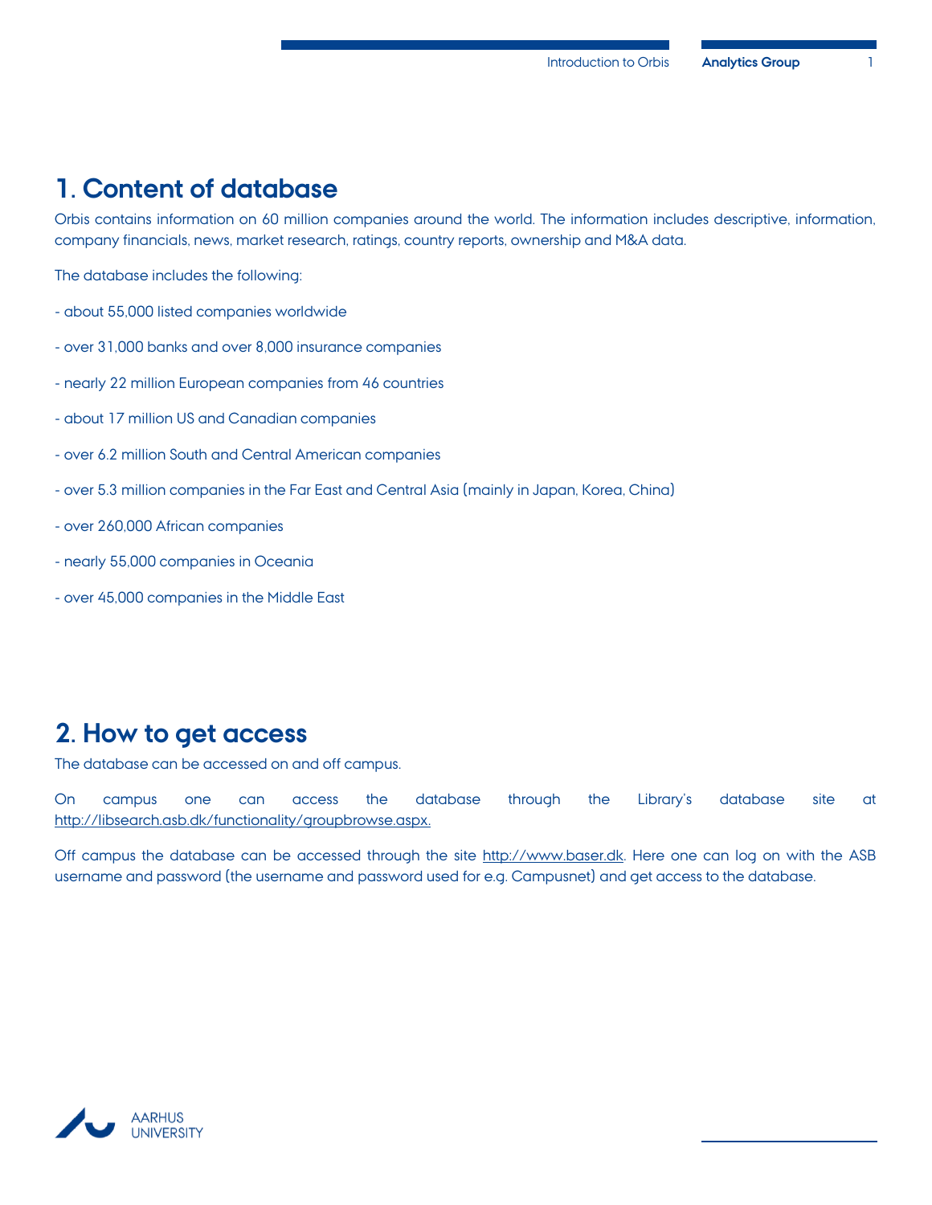## 1. Content of database

Orbis contains information on 60 million companies around the world. The information includes descriptive, information, company financials, news, market research, ratings, country reports, ownership and M&A data.

The database includes the following:

- about 55,000 listed companies worldwide
- over 31,000 banks and over 8,000 insurance companies
- nearly 22 million European companies from 46 countries
- about 17 million US and Canadian companies
- over 6.2 million South and Central American companies
- over 5.3 million companies in the Far East and Central Asia (mainly in Japan, Korea, China)
- over 260,000 African companies
- nearly 55,000 companies in Oceania
- over 45,000 companies in the Middle East

## 2. How to get access

The database can be accessed on and off campus.

On campus one can access the database through the Library's database site at http://libsearch.asb.dk/functionality/groupbrowse.aspx.

Off campus the database can be accessed through the site http://www.baser.dk. Here one can log on with the ASB username and password (the username and password used for e.g. Campusnet) and get access to the database.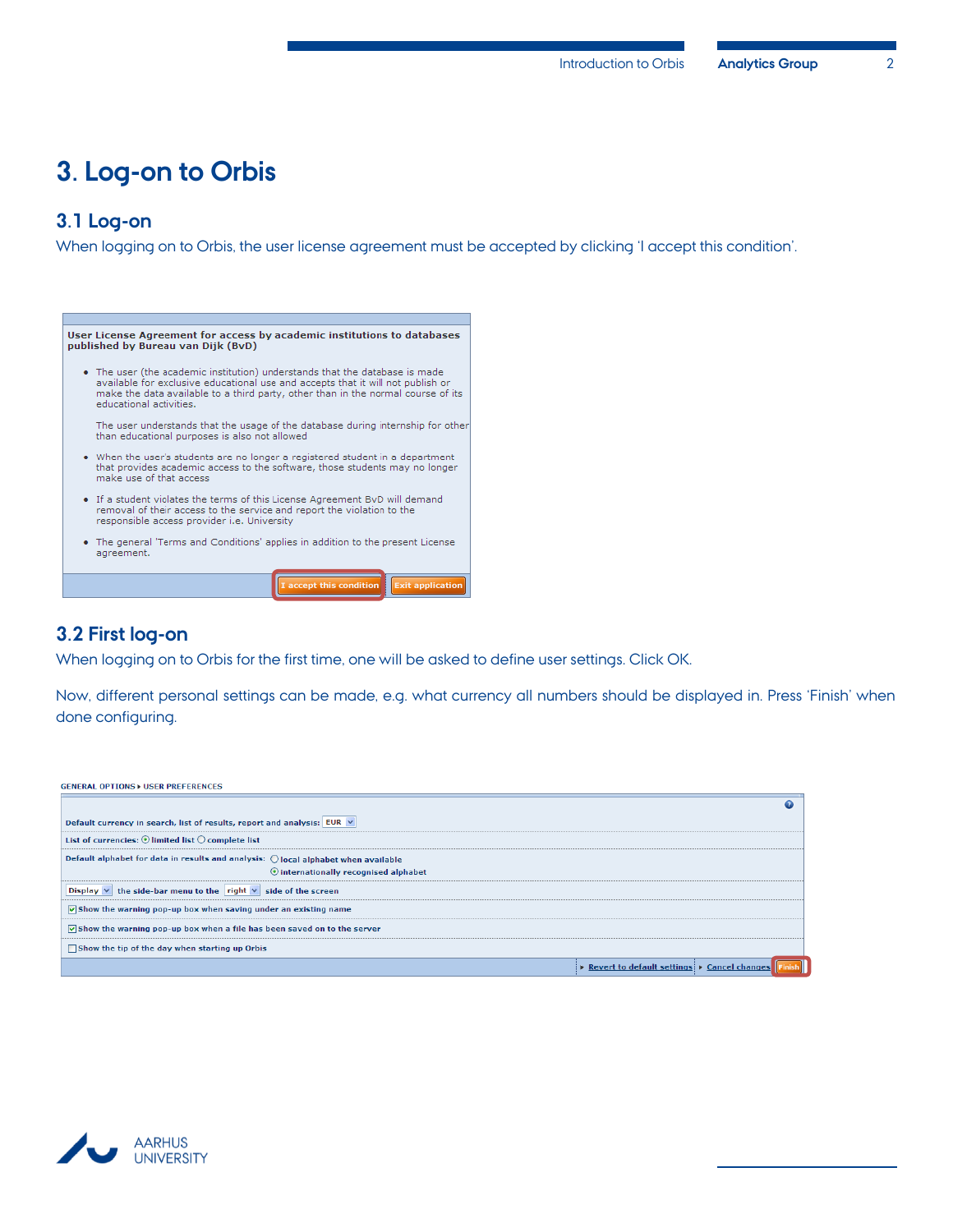# 3. Log-on to Orbis

## 3.1 Log-on

When logging on to Orbis, the user license agreement must be accepted by clicking 'I accept this condition'.

**User License Agreement for access by academic institutions to databases published by Bureau van Dijk (BvD)**

- The user (the academic institution) understands that the database is made available for exclusive educational use and accepts that it will not publish or make the data available to a third party, other than in the normal course of its educational activities.

  The user understands that the usage of the database during internship for other than educational purposes is also not allowed
- When the user's students are no longer a registered student in a department that provides academic access to the software, those students may no longer make use of that access
- If a student violates the terms of this License Agreement BvD will demand removal of their access to the service and report the violation to the responsible access provider i.e. University
- The general 'Terms and Conditions' applies in addition to the present License agreement.

I accept this condition | Exit application

## 3.2 First log-on

When logging on to Orbis for the first time, one will be asked to define user settings. Click OK.

Now, different personal settings can be made, e.g. what currency all numbers should be displayed in. Press 'Finish' when done configuring.

GENERAL OPTIONS ▸ USER PREFERENCES

Default currency in search, list of results, report and analysis: EUR

List of currencies: ⦿ limited list ○ complete list

Default alphabet for data in results and analysis: ○ local alphabet when available ⦿ internationally recognised alphabet

Display the side-bar menu to the right side of the screen

☑ Show the warning pop-up box when saving under an existing name

☑ Show the warning pop-up box when a file has been saved on to the server

☐ Show the tip of the day when starting up Orbis

▸ Revert to default settings ▸ Cancel changes | Finish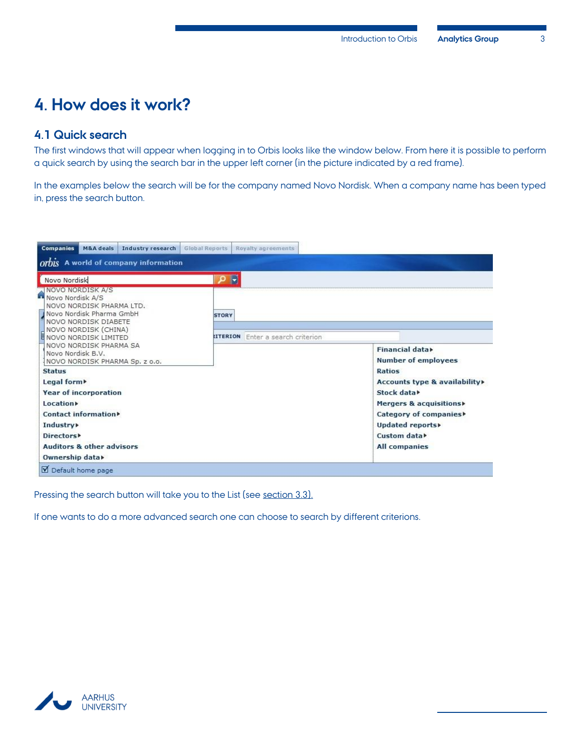# 4. How does it work?

## 4.1 Quick search

The first windows that will appear when logging in to Orbis looks like the window below. From here it is possible to perform a quick search by using the search bar in the upper left corner (in the picture indicated by a red frame).

In the examples below the search will be for the company named Novo Nordisk. When a company name has been typed in, press the search button.

Pressing the search button will take you to the List (see section 3.3).

If one wants to do a more advanced search one can choose to search by different criterions.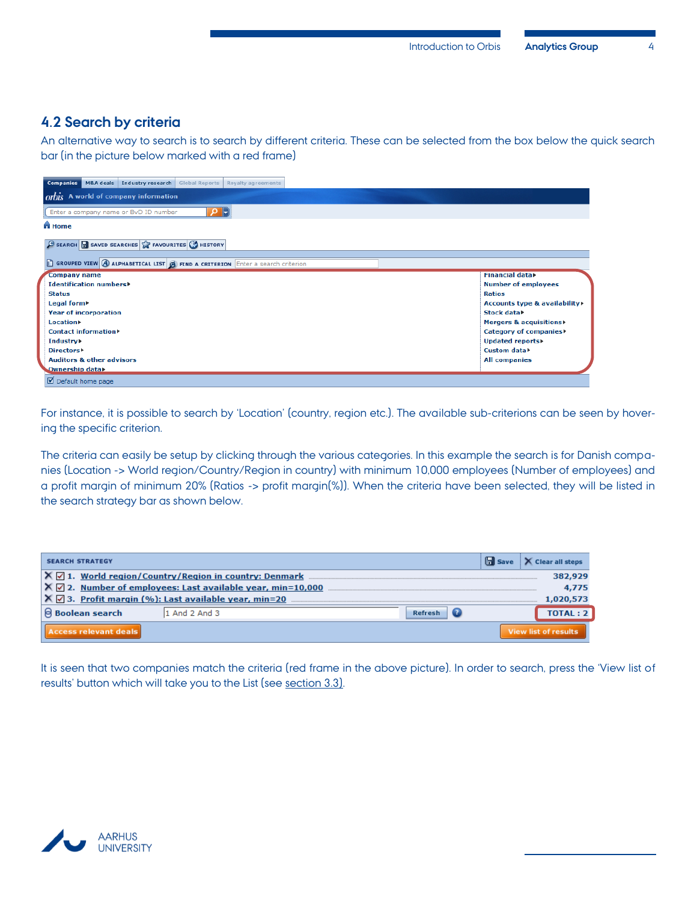## 4.2 Search by criteria

An alternative way to search is to search by different criteria. These can be selected from the box below the quick search bar (in the picture below marked with a red frame)

For instance, it is possible to search by 'Location' (country, region etc.). The available sub-criterions can be seen by hovering the specific criterion.

The criteria can easily be setup by clicking through the various categories. In this example the search is for Danish companies (Location -> World region/Country/Region in country) with minimum 10,000 employees (Number of employees) and a profit margin of minimum 20% (Ratios -> profit margin(%)). When the criteria have been selected, they will be listed in the search strategy bar as shown below.

It is seen that two companies match the criteria (red frame in the above picture). In order to search, press the 'View list of results' button which will take you to the List (see section 3.3).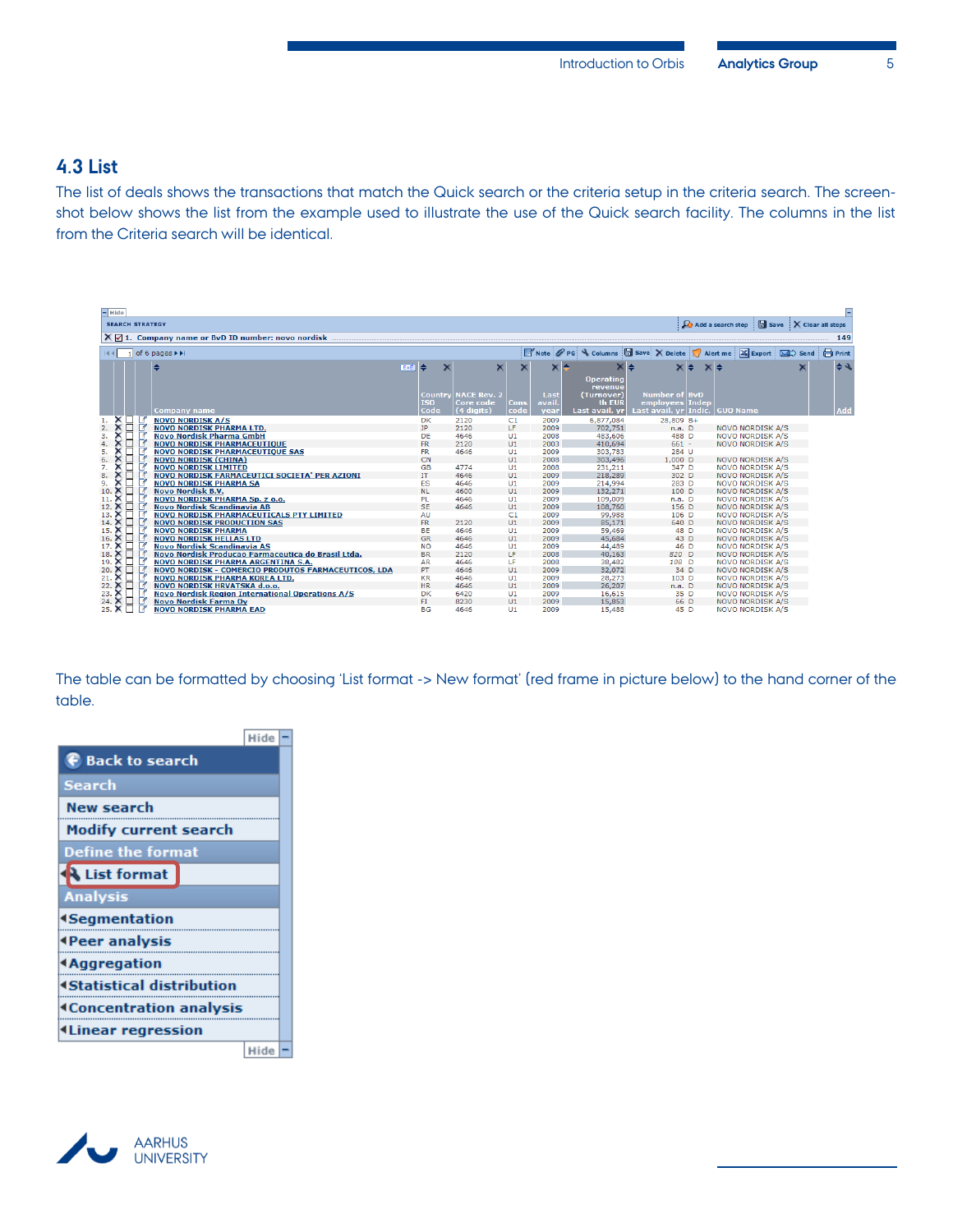## 4.3 List

The list of deals shows the transactions that match the Quick search or the criteria setup in the criteria search. The screen-shot below shows the list from the example used to illustrate the use of the Quick search facility. The columns in the list from the Criteria search will be identical.

SEARCH STRATEGY

1. Company name or BvD ID number: novo nordisk — 149

1 of 6 pages

| # | Company name | Country ISO Code | NACE Rev. 2 Core code (4 digits) | Cons. code | Last avail. year | Operating revenue (Turnover) th EUR Last avail. yr | Number of employees Last avail. yr | BvD Indep Indic. | GUO Name |
|---|---|---|---|---|---|---|---|---|---|
| 1. | NOVO NORDISK A/S | DK | 2120 | C1 | 2009 | 6,877,084 | 28,809 | B+ | |
| 2. | NOVO NORDISK PHARMA LTD. | JP | 2120 | LF | 2009 | 702,751 | n.a. | D | NOVO NORDISK A/S |
| 3. | Novo Nordisk Pharma GmbH | DE | 4646 | U1 | 2008 | 483,606 | 488 | D | NOVO NORDISK A/S |
| 4. | NOVO NORDISK PHARMACEUTIQUE | FR | 2120 | U1 | 2003 | 410,694 | 661 | - | NOVO NORDISK A/S |
| 5. | NOVO NORDISK PHARMACEUTIQUE SAS | FR | 4646 | U1 | 2009 | 303,783 | 284 | U | |
| 6. | NOVO NORDISK (CHINA) | CN | | U1 | 2008 | 303,496 | 1,000 | D | NOVO NORDISK A/S |
| 7. | NOVO NORDISK LIMITED | GB | 4774 | U1 | 2008 | 231,211 | 347 | D | NOVO NORDISK A/S |
| 8. | NOVO NORDISK FARMACEUTICI SOCIETA' PER AZIONI | IT | 4646 | U1 | 2009 | 218,289 | 302 | D | NOVO NORDISK A/S |
| 9. | NOVO NORDISK PHARMA SA | ES | 4646 | U1 | 2009 | 214,994 | 283 | D | NOVO NORDISK A/S |
| 10. | Novo Nordisk B.V. | NL | 4600 | U1 | 2009 | 132,271 | 100 | D | NOVO NORDISK A/S |
| 11. | NOVO NORDISK PHARMA Sp. z o.o. | PL | 4646 | U1 | 2009 | 109,009 | n.a. | D | NOVO NORDISK A/S |
| 12. | Novo Nordisk Scandinavia AB | SE | 4646 | U1 | 2009 | 108,760 | 156 | D | NOVO NORDISK A/S |
| 13. | NOVO NORDISK PHARMACEUTICALS PTY LIMITED | AU | | C1 | 2009 | 99,988 | 106 | D | NOVO NORDISK A/S |
| 14. | NOVO NORDISK PRODUCTION SAS | FR | 2120 | U1 | 2009 | 85,171 | 640 | D | NOVO NORDISK A/S |
| 15. | NOVO NORDISK PHARMA | BE | 4646 | U1 | 2009 | 59,469 | 48 | D | NOVO NORDISK A/S |
| 16. | NOVO NORDISK HELLAS LTD | GR | 4646 | U1 | 2009 | 45,684 | 43 | D | NOVO NORDISK A/S |
| 17. | Novo Nordisk Scandinavia AS | NO | 4646 | U1 | 2009 | 44,489 | 46 | D | NOVO NORDISK A/S |
| 18. | Novo Nordisk Producao Farmaceutica do Brasil Ltda. | BR | 2120 | LF | 2008 | 40,163 | 820 | D | NOVO NORDISK A/S |
| 19. | NOVO NORDISK PHARMA ARGENTINA S.A. | AR | 4646 | LF | 2008 | 38,482 | 108 | D | NOVO NORDISK A/S |
| 20. | NOVO NORDISK - COMERCIO PRODUTOS FARMACEUTICOS, LDA | PT | 4646 | U1 | 2009 | 32,072 | 34 | D | NOVO NORDISK A/S |
| 21. | NOVO NORDISK PHARMA KOREA LTD. | KR | 4646 | U1 | 2009 | 28,273 | 103 | D | NOVO NORDISK A/S |
| 22. | NOVO NORDISK HRVATSKA d.o.o. | HR | 4646 | U1 | 2009 | 26,207 | n.a. | D | NOVO NORDISK A/S |
| 23. | Novo Nordisk Region International Operations A/S | DK | 6420 | U1 | 2009 | 16,615 | 35 | D | NOVO NORDISK A/S |
| 24. | Novo Nordisk Farma Oy | FI | 8230 | U1 | 2009 | 15,853 | 66 | D | NOVO NORDISK A/S |
| 25. | NOVO NORDISK PHARMA EAD | BG | 4646 | U1 | 2009 | 15,488 | 45 | D | NOVO NORDISK A/S |

The table can be formatted by choosing 'List format -> New format' (red frame in picture below) to the hand corner of the table.

- Back to search
- Search
  - New search
  - Modify current search
- Define the format
  - List format
- Analysis
  - Segmentation
  - Peer analysis
  - Aggregation
  - Statistical distribution
  - Concentration analysis
  - Linear regression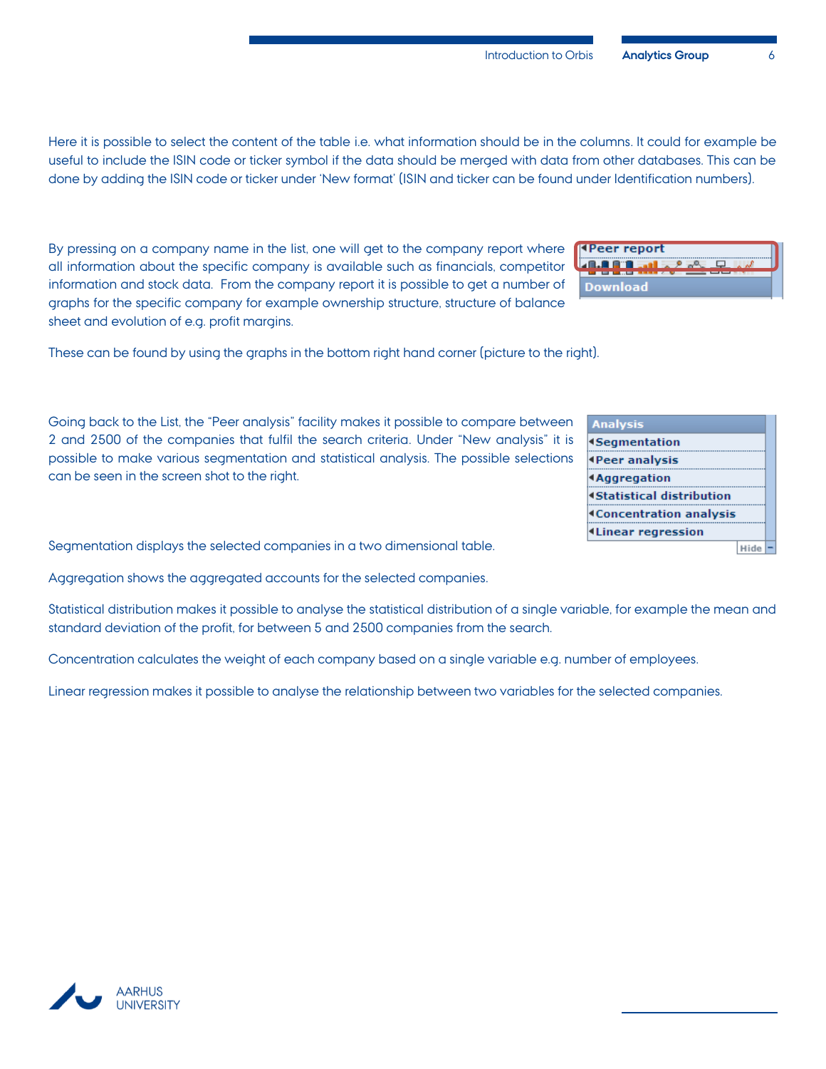Here it is possible to select the content of the table i.e. what information should be in the columns. It could for example be useful to include the ISIN code or ticker symbol if the data should be merged with data from other databases. This can be done by adding the ISIN code or ticker under 'New format' (ISIN and ticker can be found under Identification numbers).

By pressing on a company name in the list, one will get to the company report where all information about the specific company is available such as financials, competitor information and stock data. From the company report it is possible to get a number of graphs for the specific company for example ownership structure, structure of balance sheet and evolution of e.g. profit margins.

These can be found by using the graphs in the bottom right hand corner (picture to the right).

Going back to the List, the "Peer analysis" facility makes it possible to compare between 2 and 2500 of the companies that fulfil the search criteria. Under "New analysis" it is possible to make various segmentation and statistical analysis. The possible selections can be seen in the screen shot to the right.

Segmentation displays the selected companies in a two dimensional table.

Aggregation shows the aggregated accounts for the selected companies.

Statistical distribution makes it possible to analyse the statistical distribution of a single variable, for example the mean and standard deviation of the profit, for between 5 and 2500 companies from the search.

Concentration calculates the weight of each company based on a single variable e.g. number of employees.

Linear regression makes it possible to analyse the relationship between two variables for the selected companies.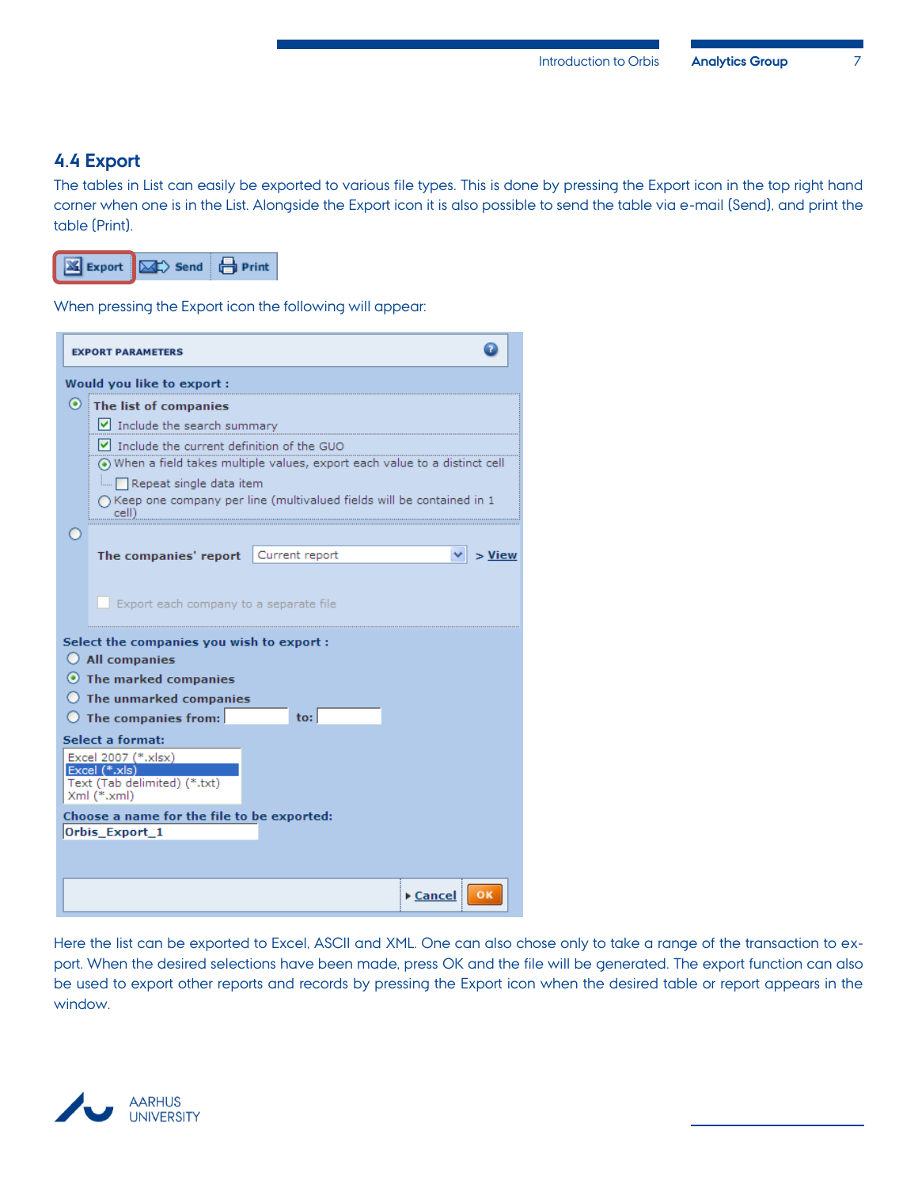## 4.4 Export

The tables in List can easily be exported to various file types. This is done by pressing the Export icon in the top right hand corner when one is in the List. Alongside the Export icon it is also possible to send the table via e-mail (Send), and print the table (Print).

When pressing the Export icon the following will appear:

Here the list can be exported to Excel, ASCII and XML. One can also chose only to take a range of the transaction to export. When the desired selections have been made, press OK and the file will be generated. The export function can also be used to export other reports and records by pressing the Export icon when the desired table or report appears in the window.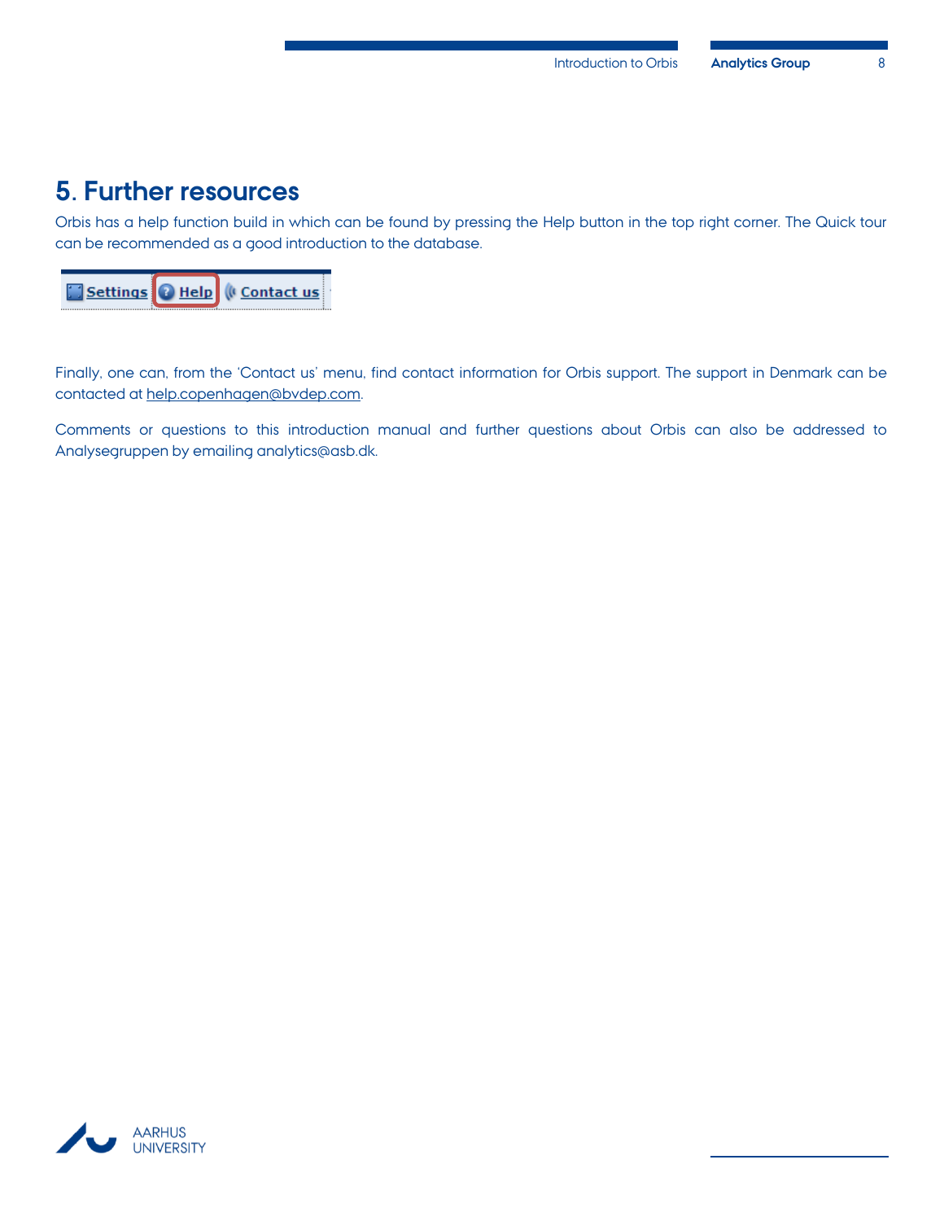## 5. Further resources

Orbis has a help function build in which can be found by pressing the Help button in the top right corner. The Quick tour can be recommended as a good introduction to the database.

Finally, one can, from the 'Contact us' menu, find contact information for Orbis support. The support in Denmark can be contacted at help.copenhagen@bvdep.com.

Comments or questions to this introduction manual and further questions about Orbis can also be addressed to Analysegruppen by emailing analytics@asb.dk.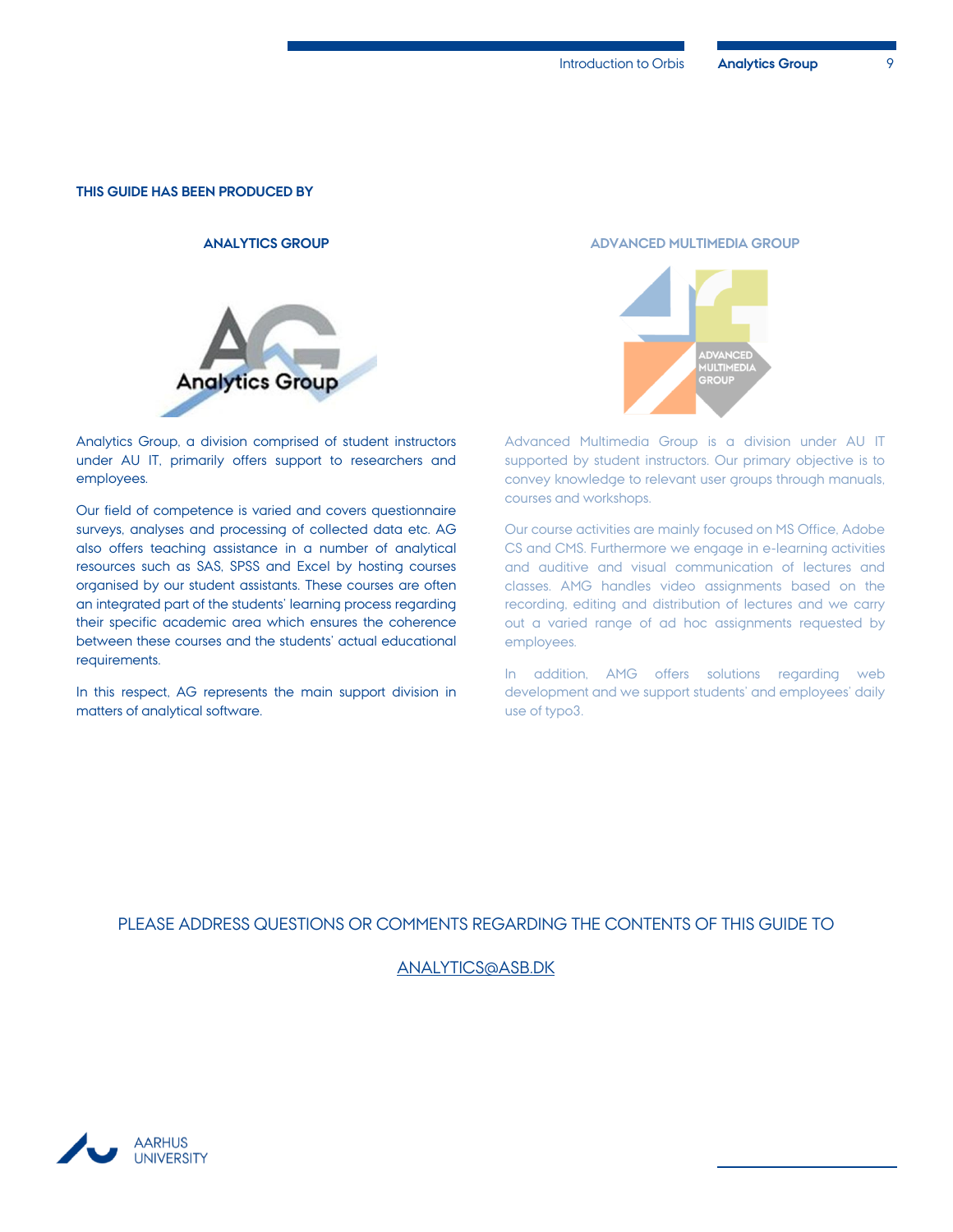### THIS GUIDE HAS BEEN PRODUCED BY

#### ANALYTICS GROUP

Analytics Group, a division comprised of student instructors under AU IT, primarily offers support to researchers and employees.

Our field of competence is varied and covers questionnaire surveys, analyses and processing of collected data etc. AG also offers teaching assistance in a number of analytical resources such as SAS, SPSS and Excel by hosting courses organised by our student assistants. These courses are often an integrated part of the students' learning process regarding their specific academic area which ensures the coherence between these courses and the students' actual educational requirements.

In this respect, AG represents the main support division in matters of analytical software.

#### ADVANCED MULTIMEDIA GROUP

Advanced Multimedia Group is a division under AU IT supported by student instructors. Our primary objective is to convey knowledge to relevant user groups through manuals, courses and workshops.

Our course activities are mainly focused on MS Office, Adobe CS and CMS. Furthermore we engage in e-learning activities and auditive and visual communication of lectures and classes. AMG handles video assignments based on the recording, editing and distribution of lectures and we carry out a varied range of ad hoc assignments requested by employees.

In addition, AMG offers solutions regarding web development and we support students' and employees' daily use of typo3.

PLEASE ADDRESS QUESTIONS OR COMMENTS REGARDING THE CONTENTS OF THIS GUIDE TO

ANALYTICS@ASB.DK